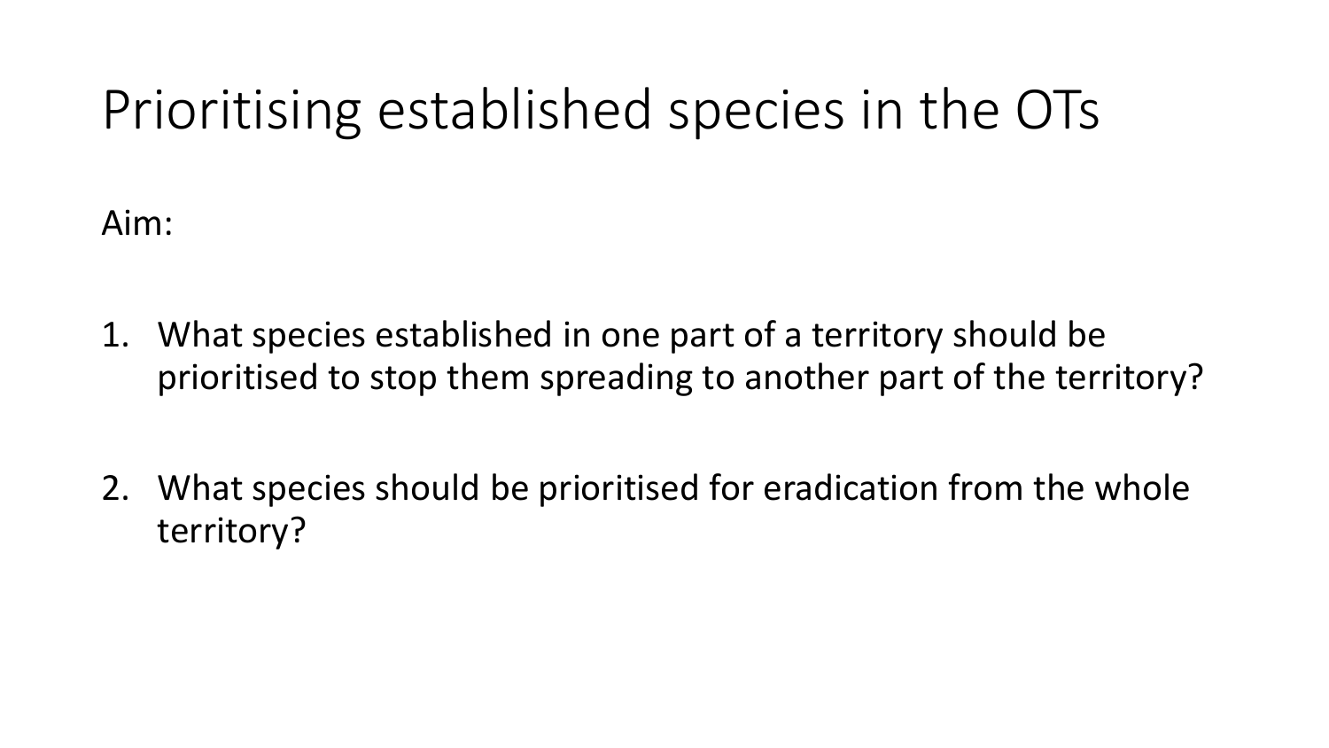# Prioritising established species in the OTs

Aim:

1. What species established in one part of a territory should be prioritised to stop them spreading to another part of the territory?

2. What species should be prioritised for eradication from the whole territory?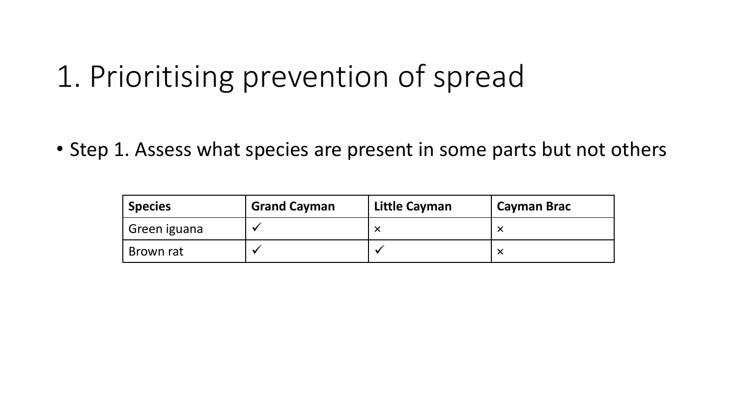# 1. Prioritising prevention of spread

- Step 1. Assess what species are present in some parts but not others

| Species | Grand Cayman | Little Cayman | Cayman Brac |
| --- | --- | --- | --- |
| Green iguana | ✓ | × | × |
| Brown rat | ✓ | ✓ | × |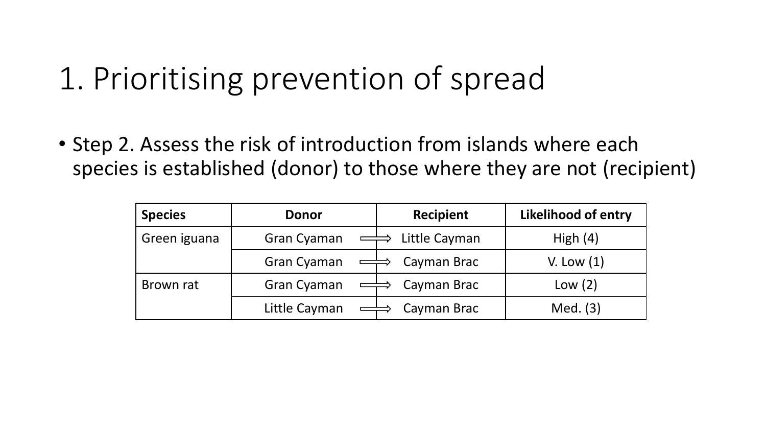# 1. Prioritising prevention of spread

- Step 2. Assess the risk of introduction from islands where each species is established (donor) to those where they are not (recipient)

| Species | Donor | Recipient | Likelihood of entry |
|---|---|---|---|
| Green iguana | Gran Cyaman ⟹ | Little Cayman | High (4) |
| | Gran Cyaman ⟹ | Cayman Brac | V. Low (1) |
| Brown rat | Gran Cyaman ⟹ | Cayman Brac | Low (2) |
| | Little Cayman ⟹ | Cayman Brac | Med. (3) |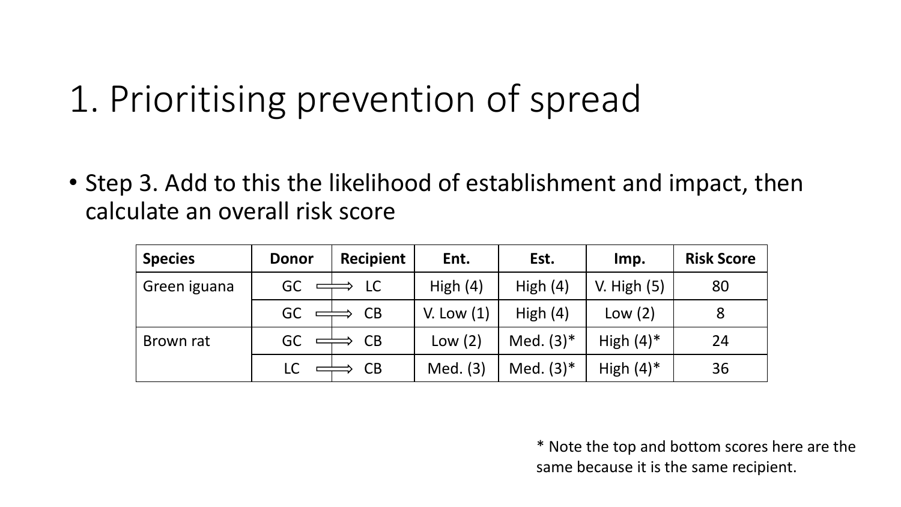# 1. Prioritising prevention of spread

- Step 3. Add to this the likelihood of establishment and impact, then calculate an overall risk score

| Species | Donor | Recipient | Ent. | Est. | Imp. | Risk Score |
|---|---|---|---|---|---|---|
| Green iguana | GC ⟹ | LC | High (4) | High (4) | V. High (5) | 80 |
| | GC ⟹ | CB | V. Low (1) | High (4) | Low (2) | 8 |
| Brown rat | GC ⟹ | CB | Low (2) | Med. (3)* | High (4)* | 24 |
| | LC ⟹ | CB | Med. (3) | Med. (3)* | High (4)* | 36 |

* Note the top and bottom scores here are the same because it is the same recipient.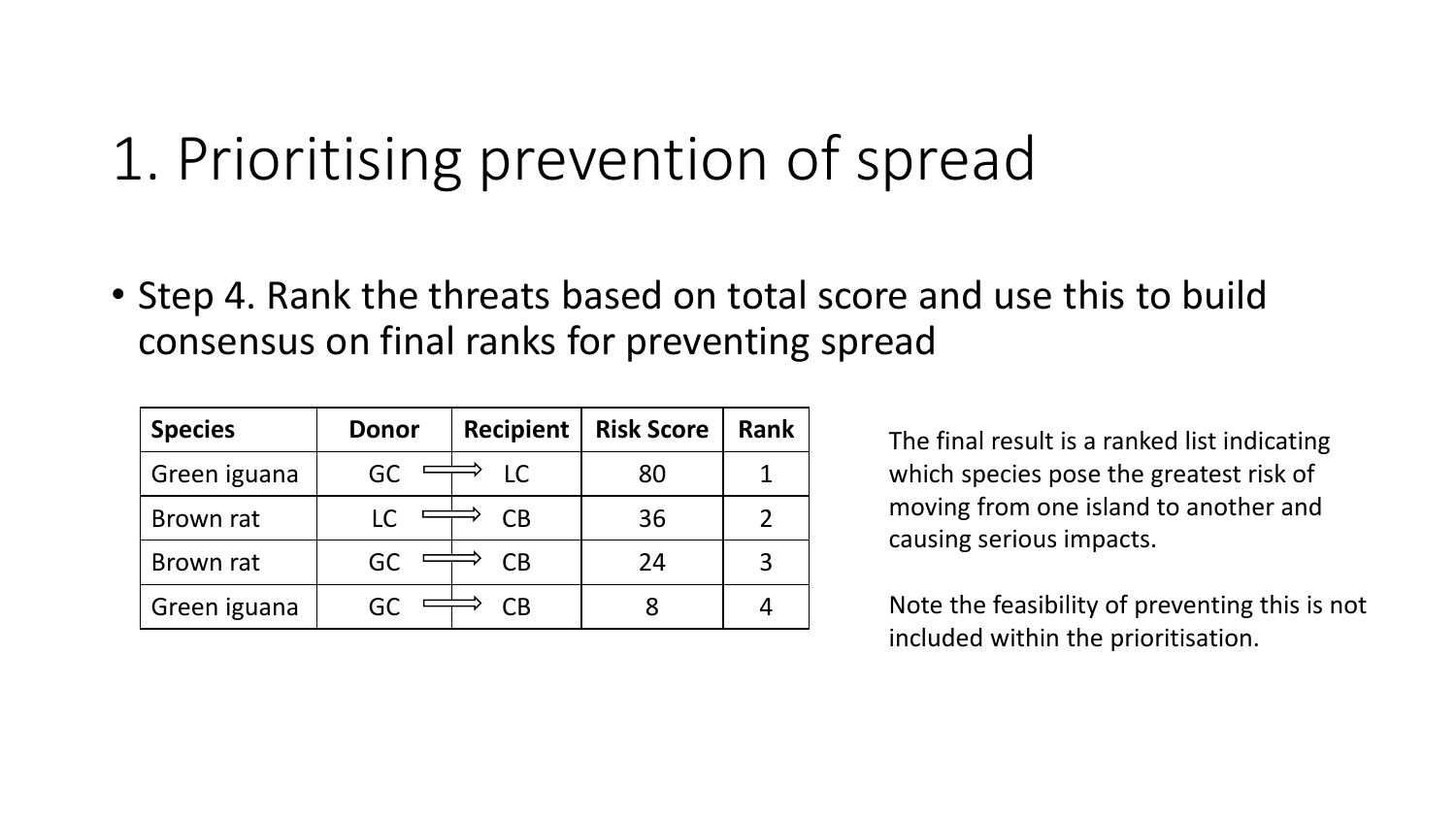# 1. Prioritising prevention of spread

- Step 4. Rank the threats based on total score and use this to build consensus on final ranks for preventing spread

| Species | Donor | Recipient | Risk Score | Rank |
|---|---|---|---|---|
| Green iguana | GC ⟹ | LC | 80 | 1 |
| Brown rat | LC ⟹ | CB | 36 | 2 |
| Brown rat | GC ⟹ | CB | 24 | 3 |
| Green iguana | GC ⟹ | CB | 8 | 4 |

The final result is a ranked list indicating which species pose the greatest risk of moving from one island to another and causing serious impacts.

Note the feasibility of preventing this is not included within the prioritisation.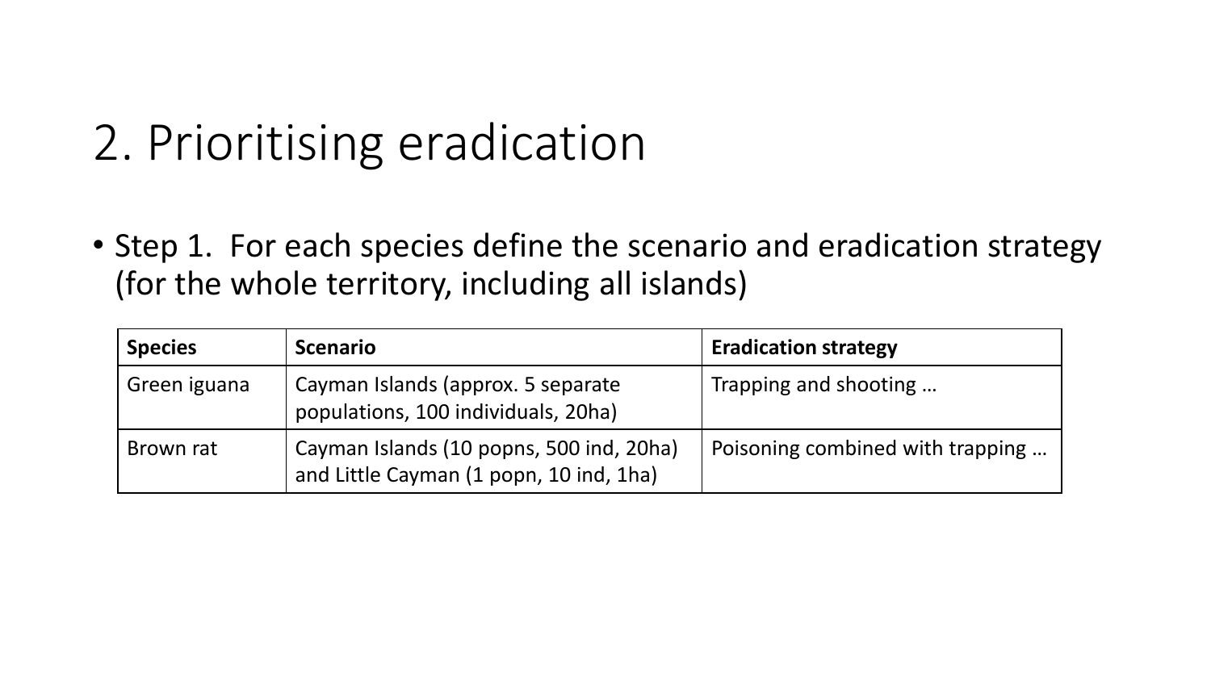# 2. Prioritising eradication

- Step 1. For each species define the scenario and eradication strategy (for the whole territory, including all islands)

| Species | Scenario | Eradication strategy |
| --- | --- | --- |
| Green iguana | Cayman Islands (approx. 5 separate populations, 100 individuals, 20ha) | Trapping and shooting … |
| Brown rat | Cayman Islands (10 popns, 500 ind, 20ha) and Little Cayman (1 popn, 10 ind, 1ha) | Poisoning combined with trapping … |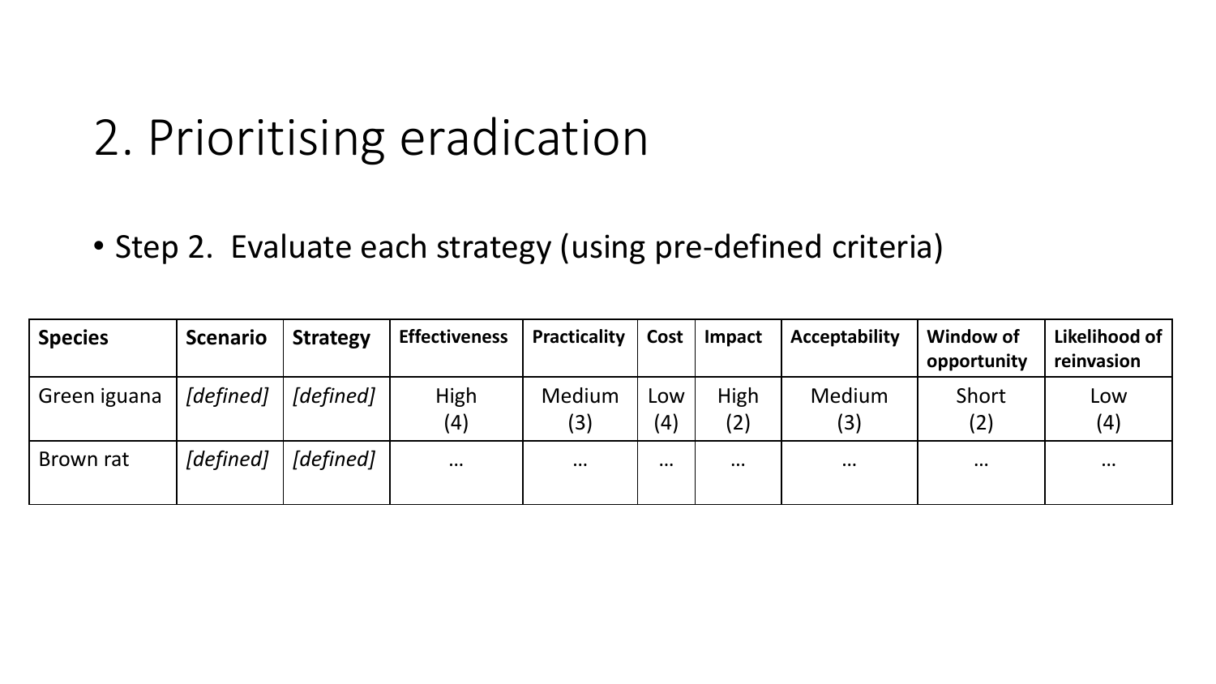# 2. Prioritising eradication

- Step 2. Evaluate each strategy (using pre-defined criteria)

| Species | Scenario | Strategy | Effectiveness | Practicality | Cost | Impact | Acceptability | Window of opportunity | Likelihood of reinvasion |
|---|---|---|---|---|---|---|---|---|---|
| Green iguana | *[defined]* | *[defined]* | High (4) | Medium (3) | Low (4) | High (2) | Medium (3) | Short (2) | Low (4) |
| Brown rat | *[defined]* | *[defined]* | … | … | … | … | … | … | … |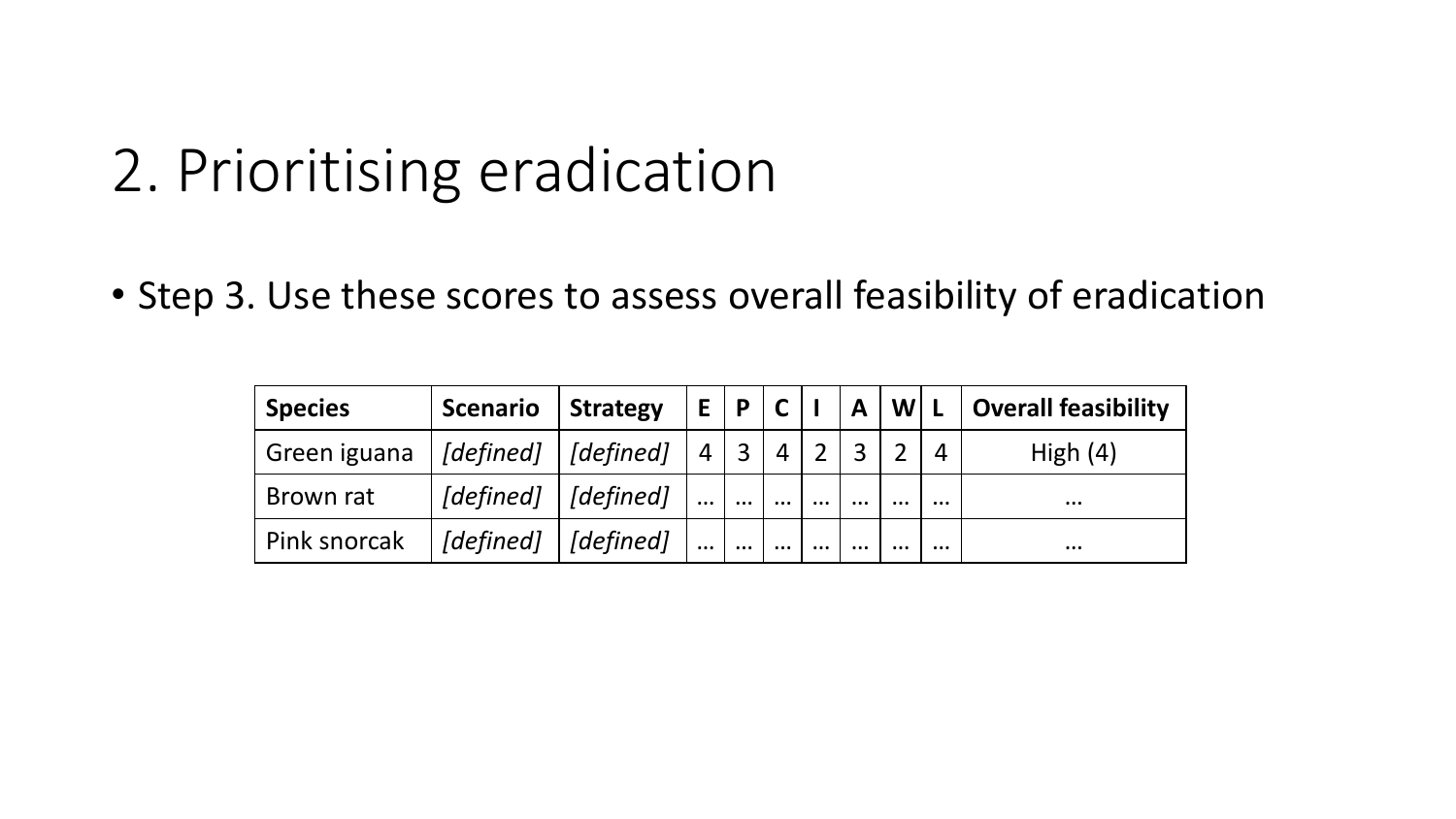# 2. Prioritising eradication

- Step 3. Use these scores to assess overall feasibility of eradication

| **Species** | **Scenario** | **Strategy** | **E** | **P** | **C** | **I** | **A** | **W** | **L** | **Overall feasibility** |
|---|---|---|---|---|---|---|---|---|---|---|
| Green iguana | *[defined]* | *[defined]* | 4 | 3 | 4 | 2 | 3 | 2 | 4 | High (4) |
| Brown rat | *[defined]* | *[defined]* | … | … | … | … | … | … | … | … |
| Pink snorcak | *[defined]* | *[defined]* | … | … | … | … | … | … | … | … |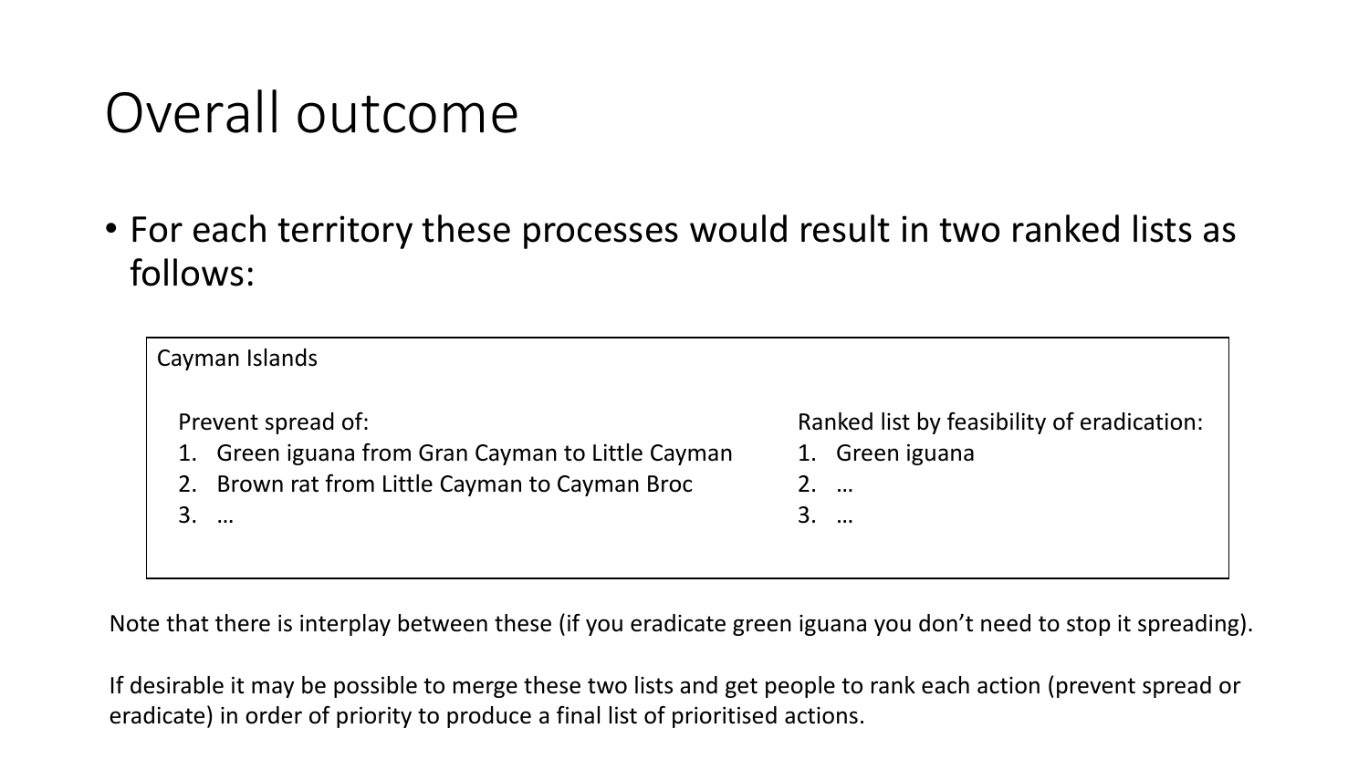# Overall outcome

- For each territory these processes would result in two ranked lists as follows:

Cayman Islands

| Prevent spread of: | Ranked list by feasibility of eradication: |
|---|---|
| 1. Green iguana from Gran Cayman to Little Cayman | 1. Green iguana |
| 2. Brown rat from Little Cayman to Cayman Broc | 2. … |
| 3. … | 3. … |

Note that there is interplay between these (if you eradicate green iguana you don't need to stop it spreading).

If desirable it may be possible to merge these two lists and get people to rank each action (prevent spread or eradicate) in order of priority to produce a final list of prioritised actions.